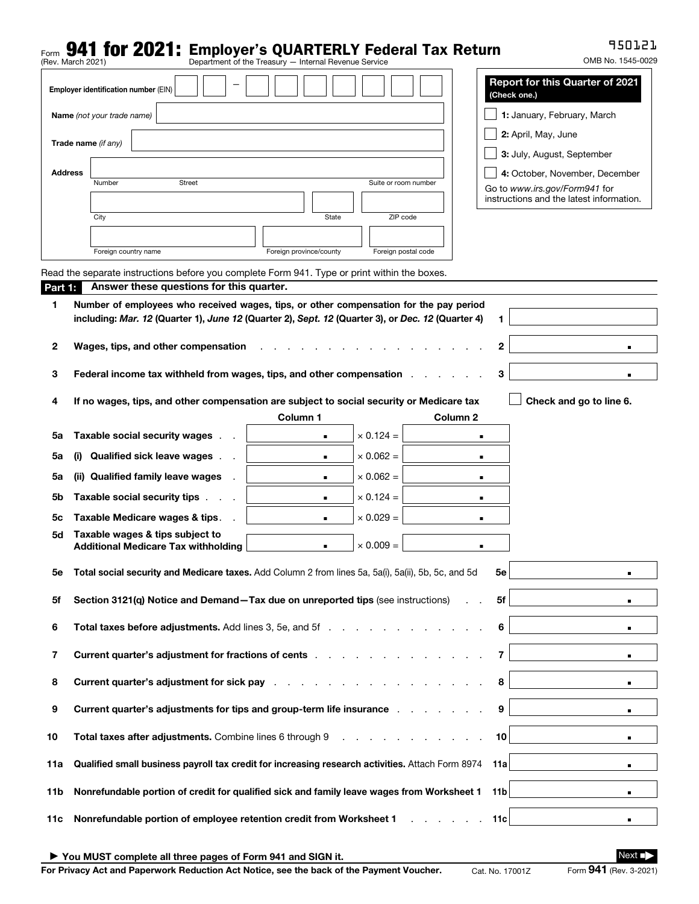Form **941 for 2021: Employer's QUARTERLY Federal Tax Return**
(Rev. March 2021) Department of the Treasury — Internal Revenue Service

950121

OMB No. 1545-0029

**Employer identification number** (EIN) __ __ – __ __ __ __ __ __ __

**Name** *(not your trade name)*

**Trade name** *(if any)*

**Address**

Number Street Suite or room number

City State ZIP code

Foreign country name Foreign province/county Foreign postal code

**Report for this Quarter of 2021**
**(Check one.)**

- ☐ **1:** January, February, March
- ☐ **2:** April, May, June
- ☐ **3:** July, August, September
- ☐ **4:** October, November, December

Go to *www.irs.gov/Form941* for instructions and the latest information.

Read the separate instructions before you complete Form 941. Type or print within the boxes.

## Part 1: Answer these questions for this quarter.

**1** **Number of employees who received wages, tips, or other compensation for the pay period including:** ***Mar. 12*** **(Quarter 1),** ***June 12*** **(Quarter 2),** ***Sept. 12*** **(Quarter 3), or** ***Dec. 12*** **(Quarter 4)** . . . **1** ______

**2** **Wages, tips, and other compensation** . . . . . . . . . . . . . . . . . **2** ______ .

**3** **Federal income tax withheld from wages, tips, and other compensation** . . . . . . . **3** ______ .

**4** **If no wages, tips, and other compensation are subject to social security or Medicare tax** ☐ **Check and go to line 6.**

| | | Column 1 | | Column 2 |
|---|---|---|---|---|
| **5a** | **Taxable social security wages** | . | × 0.124 = | . |
| **5a** | **(i) Qualified sick leave wages** | . | × 0.062 = | . |
| **5a** | **(ii) Qualified family leave wages** | . | × 0.062 = | . |
| **5b** | **Taxable social security tips** | . | × 0.124 = | . |
| **5c** | **Taxable Medicare wages & tips** | . | × 0.029 = | . |
| **5d** | **Taxable wages & tips subject to Additional Medicare Tax withholding** | . | × 0.009 = | . |

**5e** **Total social security and Medicare taxes.** Add Column 2 from lines 5a, 5a(i), 5a(ii), 5b, 5c, and 5d . . **5e** ______ .

**5f** **Section 3121(q) Notice and Demand—Tax due on unreported tips** (see instructions) . . **5f** ______ .

**6** **Total taxes before adjustments.** Add lines 3, 5e, and 5f . . . . . . . . . . . . **6** ______ .

**7** **Current quarter's adjustment for fractions of cents** . . . . . . . . . . . . . **7** ______ .

**8** **Current quarter's adjustment for sick pay** . . . . . . . . . . . . . . . . **8** ______ .

**9** **Current quarter's adjustments for tips and group-term life insurance** . . . . . . . **9** ______ .

**10** **Total taxes after adjustments.** Combine lines 6 through 9 . . . . . . . . . . . **10** ______ .

**11a** **Qualified small business payroll tax credit for increasing research activities.** Attach Form 8974 **11a** ______ .

**11b** **Nonrefundable portion of credit for qualified sick and family leave wages from Worksheet 1** **11b** ______ .

**11c** **Nonrefundable portion of employee retention credit from Worksheet 1** . . . . . . . **11c** ______ .

► **You MUST complete all three pages of Form 941 and SIGN it.** Next ■▶

**For Privacy Act and Paperwork Reduction Act Notice, see the back of the Payment Voucher.** Cat. No. 17001Z Form **941** (Rev. 3-2021)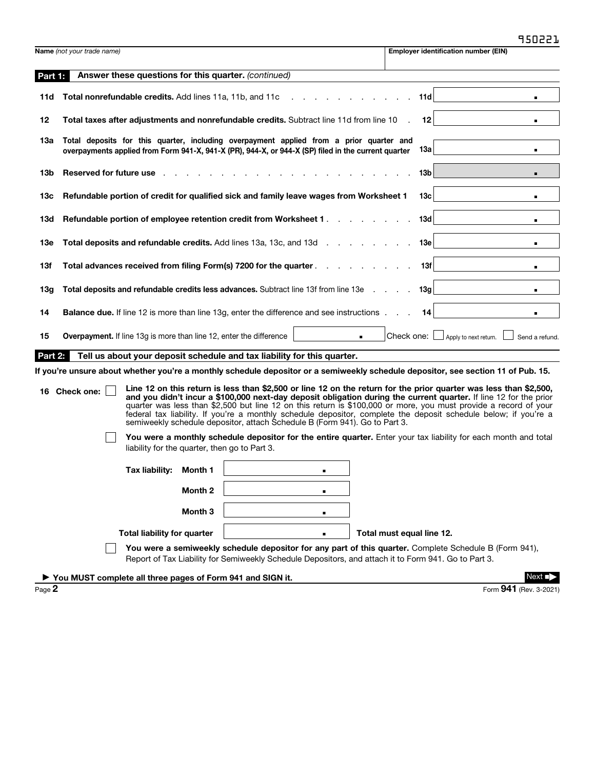950221

| Name *(not your trade name)* | Employer identification number (EIN) |
|---|---|
| | |

**Part 1: Answer these questions for this quarter.** *(continued)*

| | | | |
|---|---|---|---|
| **11d** | **Total nonrefundable credits.** Add lines 11a, 11b, and 11c | **11d** | . |
| **12** | **Total taxes after adjustments and nonrefundable credits.** Subtract line 11d from line 10 | **12** | . |
| **13a** | **Total deposits for this quarter, including overpayment applied from a prior quarter and overpayments applied from Form 941-X, 941-X (PR), 944-X, or 944-X (SP) filed in the current quarter** | **13a** | . |
| **13b** | **Reserved for future use** | **13b** | . |
| **13c** | **Refundable portion of credit for qualified sick and family leave wages from Worksheet 1** | **13c** | . |
| **13d** | **Refundable portion of employee retention credit from Worksheet 1** | **13d** | . |
| **13e** | **Total deposits and refundable credits.** Add lines 13a, 13c, and 13d | **13e** | . |
| **13f** | **Total advances received from filing Form(s) 7200 for the quarter** | **13f** | . |
| **13g** | **Total deposits and refundable credits less advances.** Subtract line 13f from line 13e | **13g** | . |
| **14** | **Balance due.** If line 12 is more than line 13g, enter the difference and see instructions | **14** | . |

**15** **Overpayment.** If line 13g is more than line 12, enter the difference ______ . Check one: ☐ Apply to next return. ☐ Send a refund.

**Part 2: Tell us about your deposit schedule and tax liability for this quarter.**

**If you're unsure about whether you're a monthly schedule depositor or a semiweekly schedule depositor, see section 11 of Pub. 15.**

**16 Check one:**

☐ **Line 12 on this return is less than $2,500 or line 12 on the return for the prior quarter was less than $2,500, and you didn't incur a $100,000 next-day deposit obligation during the current quarter.** If line 12 for the prior quarter was less than $2,500 but line 12 on this return is $100,000 or more, you must provide a record of your federal tax liability. If you're a monthly schedule depositor, complete the deposit schedule below; if you're a semiweekly schedule depositor, attach Schedule B (Form 941). Go to Part 3.

☐ **You were a monthly schedule depositor for the entire quarter.** Enter your tax liability for each month and total liability for the quarter, then go to Part 3.

| | | |
|---|---|---|
| **Tax liability:** | **Month 1** | . |
| | **Month 2** | . |
| | **Month 3** | . |
| **Total liability for quarter** | | . |

**Total must equal line 12.**

☐ **You were a semiweekly schedule depositor for any part of this quarter.** Complete Schedule B (Form 941), Report of Tax Liability for Semiweekly Schedule Depositors, and attach it to Form 941. Go to Part 3.

► **You MUST complete all three pages of Form 941 and SIGN it.**

Next ■▶

Form **941** (Rev. 3-2021)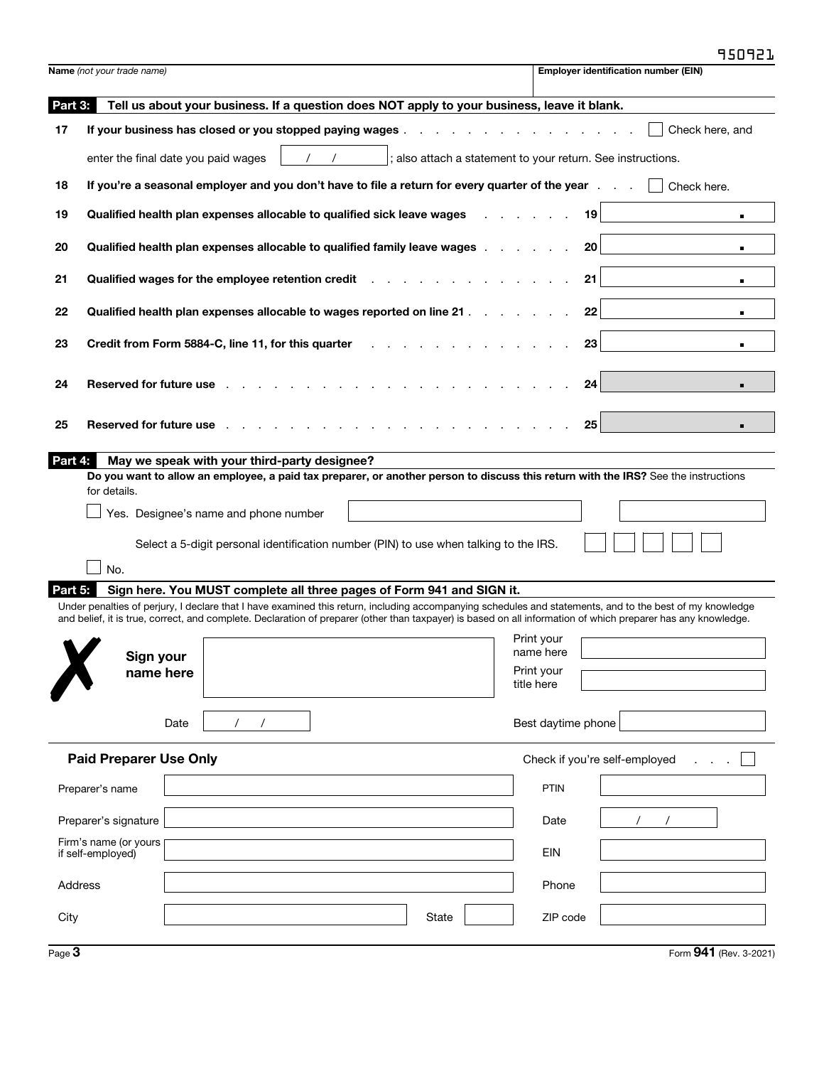950921

**Name** *(not your trade name)* | **Employer identification number (EIN)**

## Part 3: Tell us about your business. If a question does NOT apply to your business, leave it blank.

**17** **If your business has closed or you stopped paying wages** . . . . . . . . . . . . . . . . ☐ Check here, and

enter the final date you paid wages [ / / ] ; also attach a statement to your return. See instructions.

**18** **If you're a seasonal employer and you don't have to file a return for every quarter of the year** . . . ☐ Check here.

| | | | |
|---|---|---|---|
| **19** | **Qualified health plan expenses allocable to qualified sick leave wages** . . . . . . . | 19 | . |
| **20** | **Qualified health plan expenses allocable to qualified family leave wages** . . . . . . . | 20 | . |
| **21** | **Qualified wages for the employee retention credit** . . . . . . . . . . . . . . . | 21 | . |
| **22** | **Qualified health plan expenses allocable to wages reported on line 21** . . . . . . . . | 22 | . |
| **23** | **Credit from Form 5884-C, line 11, for this quarter** . . . . . . . . . . . . . . . | 23 | . |
| **24** | **Reserved for future use** . . . . . . . . . . . . . . . . . . . . . . . . . | 24 | . |
| **25** | **Reserved for future use** . . . . . . . . . . . . . . . . . . . . . . . . . | 25 | . |

## Part 4: May we speak with your third-party designee?

**Do you want to allow an employee, a paid tax preparer, or another person to discuss this return with the IRS?** See the instructions for details.

☐ Yes. Designee's name and phone number

Select a 5-digit personal identification number (PIN) to use when talking to the IRS.

☐ No.

## Part 5: Sign here. You MUST complete all three pages of Form 941 and SIGN it.

Under penalties of perjury, I declare that I have examined this return, including accompanying schedules and statements, and to the best of my knowledge and belief, it is true, correct, and complete. Declaration of preparer (other than taxpayer) is based on all information of which preparer has any knowledge.

**Sign your name here**

Print your name here

Print your title here

Date / /

Best daytime phone

### Paid Preparer Use Only

Check if you're self-employed . . . ☐

| | | | |
|---|---|---|---|
| Preparer's name | | PTIN | |
| Preparer's signature | | Date | / / |
| Firm's name (or yours if self-employed) | | EIN | |
| Address | | Phone | |
| City | State | ZIP code | |

Form **941** (Rev. 3-2021)